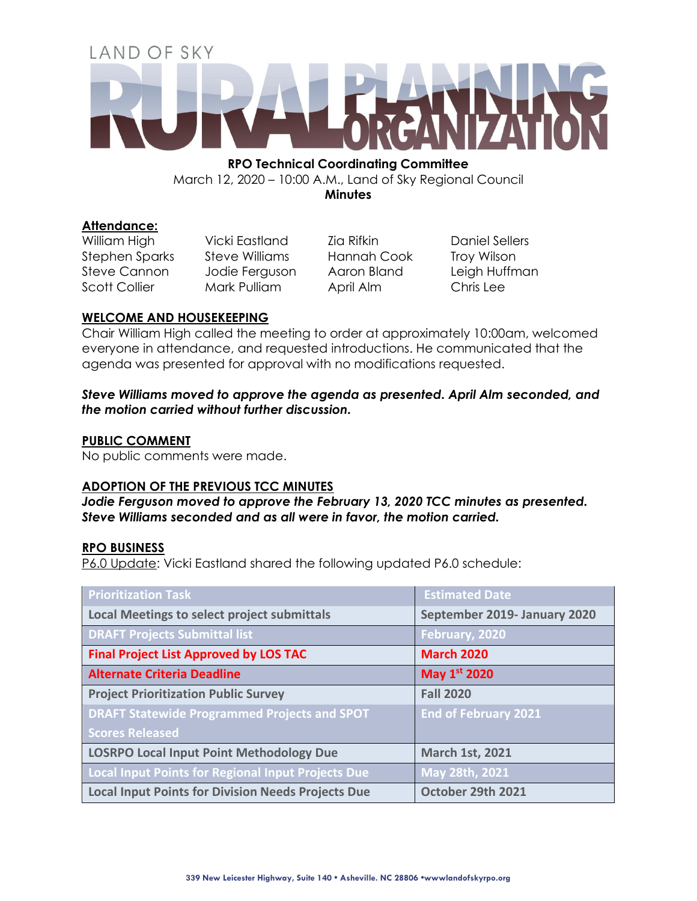LAND OF SKY

# RURAL PLANNING ORGANIZATION

**RPO Technical Coordinating Committee**
March 12, 2020 – 10:00 A.M., Land of Sky Regional Council
**Minutes**

## Attendance:

| | | | |
|---|---|---|---|
| William High | Vicki Eastland | Zia Rifkin | Daniel Sellers |
| Stephen Sparks | Steve Williams | Hannah Cook | Troy Wilson |
| Steve Cannon | Jodie Ferguson | Aaron Bland | Leigh Huffman |
| Scott Collier | Mark Pulliam | April Alm | Chris Lee |

## WELCOME AND HOUSEKEEPING

Chair William High called the meeting to order at approximately 10:00am, welcomed everyone in attendance, and requested introductions. He communicated that the agenda was presented for approval with no modifications requested.

***Steve Williams moved to approve the agenda as presented. April Alm seconded, and the motion carried without further discussion.***

## PUBLIC COMMENT

No public comments were made.

## ADOPTION OF THE PREVIOUS TCC MINUTES

***Jodie Ferguson moved to approve the February 13, 2020 TCC minutes as presented. Steve Williams seconded and as all were in favor, the motion carried.***

## RPO BUSINESS

P6.0 Update: Vicki Eastland shared the following updated P6.0 schedule:

| Prioritization Task | Estimated Date |
|---|---|
| Local Meetings to select project submittals | September 2019- January 2020 |
| DRAFT Projects Submittal list | February, 2020 |
| Final Project List Approved by LOS TAC | March 2020 |
| Alternate Criteria Deadline | May 1st 2020 |
| Project Prioritization Public Survey | Fall 2020 |
| DRAFT Statewide Programmed Projects and SPOT Scores Released | End of February 2021 |
| LOSRPO Local Input Point Methodology Due | March 1st, 2021 |
| Local Input Points for Regional Input Projects Due | May 28th, 2021 |
| Local Input Points for Division Needs Projects Due | October 29th 2021 |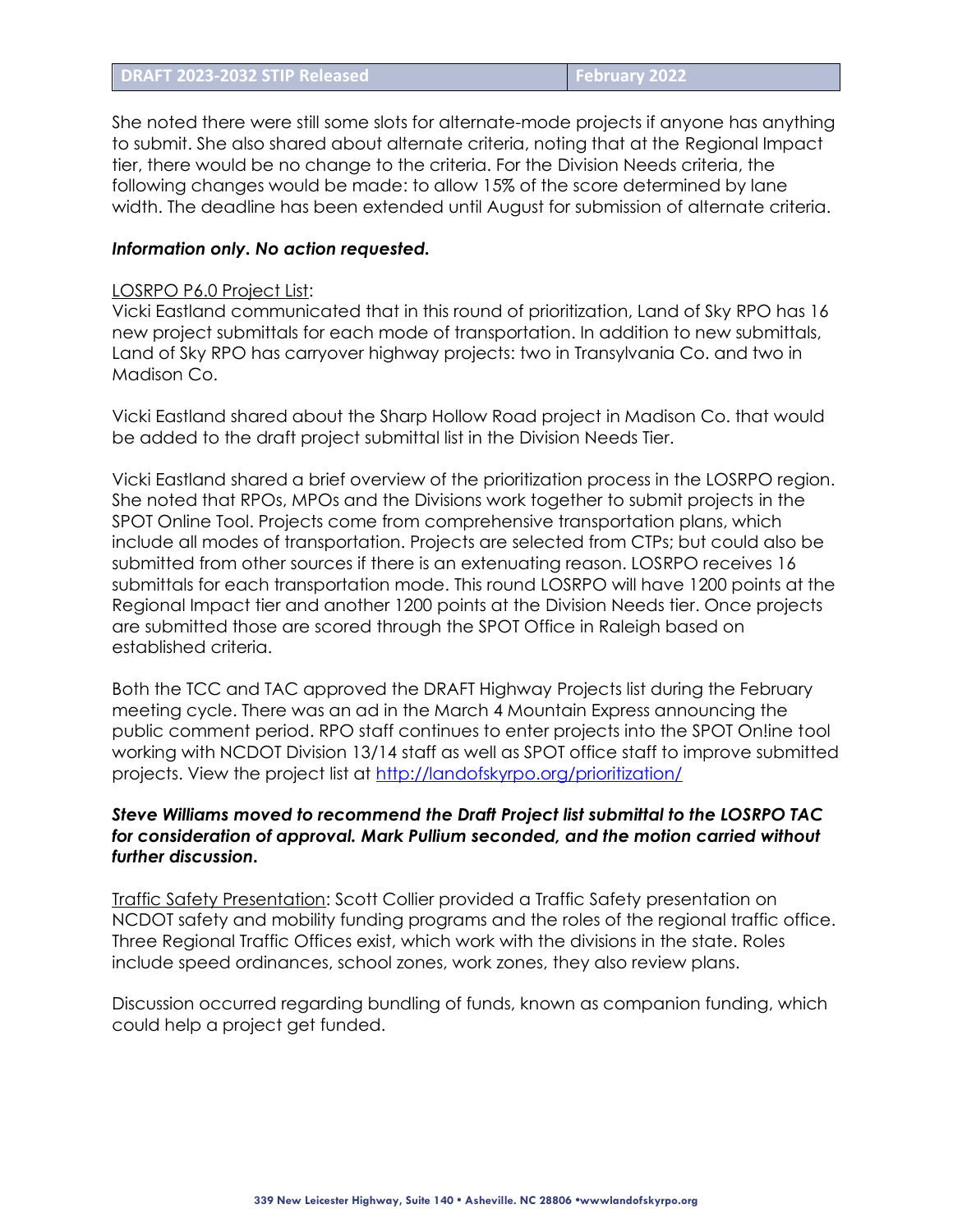| DRAFT 2023-2032 STIP Released | February 2022 |
| --- | --- |

She noted there were still some slots for alternate-mode projects if anyone has anything to submit. She also shared about alternate criteria, noting that at the Regional Impact tier, there would be no change to the criteria. For the Division Needs criteria, the following changes would be made: to allow 15% of the score determined by lane width. The deadline has been extended until August for submission of alternate criteria.

***Information only. No action requested.***

LOSRPO P6.0 Project List:
Vicki Eastland communicated that in this round of prioritization, Land of Sky RPO has 16 new project submittals for each mode of transportation. In addition to new submittals, Land of Sky RPO has carryover highway projects: two in Transylvania Co. and two in Madison Co.

Vicki Eastland shared about the Sharp Hollow Road project in Madison Co. that would be added to the draft project submittal list in the Division Needs Tier.

Vicki Eastland shared a brief overview of the prioritization process in the LOSRPO region. She noted that RPOs, MPOs and the Divisions work together to submit projects in the SPOT Online Tool. Projects come from comprehensive transportation plans, which include all modes of transportation. Projects are selected from CTPs; but could also be submitted from other sources if there is an extenuating reason. LOSRPO receives 16 submittals for each transportation mode. This round LOSRPO will have 1200 points at the Regional Impact tier and another 1200 points at the Division Needs tier. Once projects are submitted those are scored through the SPOT Office in Raleigh based on established criteria.

Both the TCC and TAC approved the DRAFT Highway Projects list during the February meeting cycle. There was an ad in the March 4 Mountain Express announcing the public comment period. RPO staff continues to enter projects into the SPOT On!ine tool working with NCDOT Division 13/14 staff as well as SPOT office staff to improve submitted projects. View the project list at http://landofskyrpo.org/prioritization/

***Steve Williams moved to recommend the Draft Project list submittal to the LOSRPO TAC for consideration of approval. Mark Pullium seconded, and the motion carried without further discussion.***

Traffic Safety Presentation: Scott Collier provided a Traffic Safety presentation on NCDOT safety and mobility funding programs and the roles of the regional traffic office. Three Regional Traffic Offices exist, which work with the divisions in the state. Roles include speed ordinances, school zones, work zones, they also review plans.

Discussion occurred regarding bundling of funds, known as companion funding, which could help a project get funded.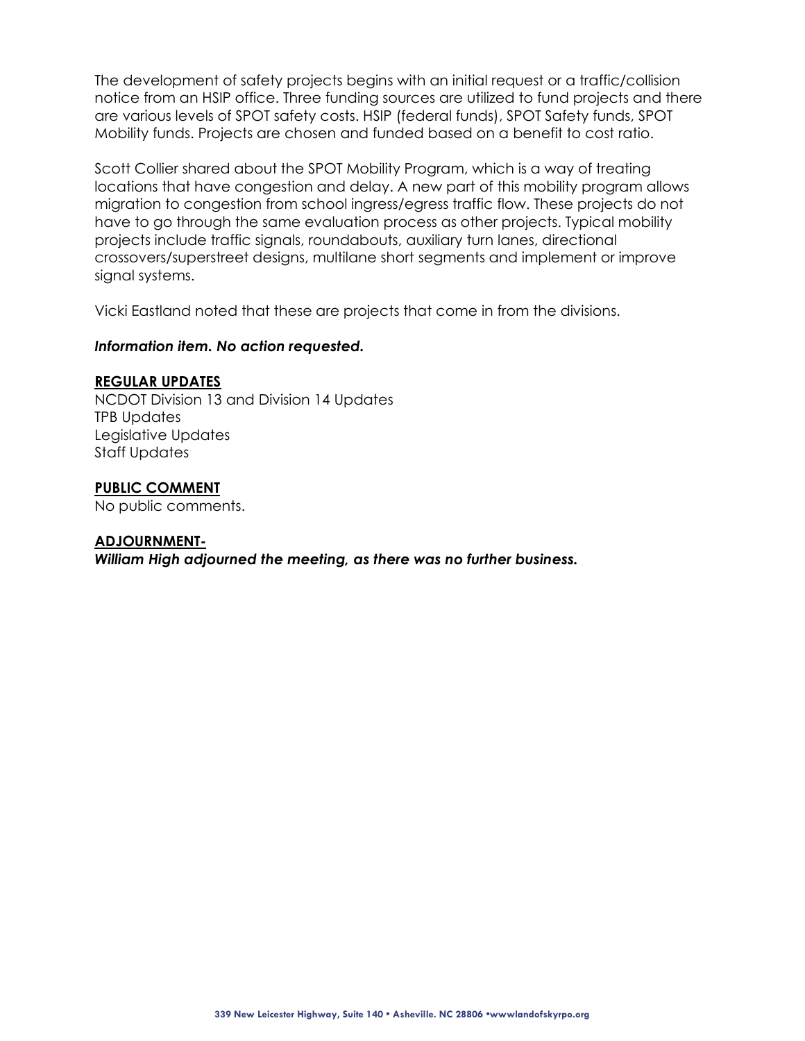The development of safety projects begins with an initial request or a traffic/collision notice from an HSIP office. Three funding sources are utilized to fund projects and there are various levels of SPOT safety costs. HSIP (federal funds), SPOT Safety funds, SPOT Mobility funds. Projects are chosen and funded based on a benefit to cost ratio.

Scott Collier shared about the SPOT Mobility Program, which is a way of treating locations that have congestion and delay. A new part of this mobility program allows migration to congestion from school ingress/egress traffic flow. These projects do not have to go through the same evaluation process as other projects. Typical mobility projects include traffic signals, roundabouts, auxiliary turn lanes, directional crossovers/superstreet designs, multilane short segments and implement or improve signal systems.

Vicki Eastland noted that these are projects that come in from the divisions.

***Information item. No action requested.***

**REGULAR UPDATES**

NCDOT Division 13 and Division 14 Updates
TPB Updates
Legislative Updates
Staff Updates

**PUBLIC COMMENT**

No public comments.

**ADJOURNMENT-**

***William High adjourned the meeting, as there was no further business.***